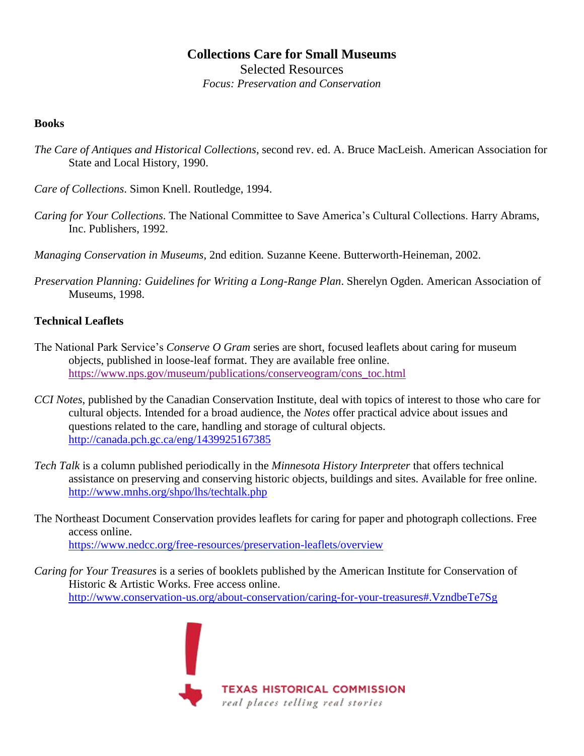# Collections Care for Small Museums

Selected Resources

*Focus: Preservation and Conservation*

**Books**

*The Care of Antiques and Historical Collections*, second rev. ed. A. Bruce MacLeish. American Association for State and Local History, 1990.

*Care of Collections*. Simon Knell. Routledge, 1994.

*Caring for Your Collections*. The National Committee to Save America's Cultural Collections. Harry Abrams, Inc. Publishers, 1992.

*Managing Conservation in Museums*, 2nd edition. Suzanne Keene. Butterworth-Heineman, 2002.

*Preservation Planning: Guidelines for Writing a Long-Range Plan*. Sherelyn Ogden. American Association of Museums, 1998.

**Technical Leaflets**

The National Park Service's *Conserve O Gram* series are short, focused leaflets about caring for museum objects, published in loose-leaf format. They are available free online. https://www.nps.gov/museum/publications/conserveogram/cons_toc.html

*CCI Notes*, published by the Canadian Conservation Institute, deal with topics of interest to those who care for cultural objects. Intended for a broad audience, the *Notes* offer practical advice about issues and questions related to the care, handling and storage of cultural objects. http://canada.pch.gc.ca/eng/1439925167385

*Tech Talk* is a column published periodically in the *Minnesota History Interpreter* that offers technical assistance on preserving and conserving historic objects, buildings and sites. Available for free online. http://www.mnhs.org/shpo/lhs/techtalk.php

The Northeast Document Conservation provides leaflets for caring for paper and photograph collections. Free access online. https://www.nedcc.org/free-resources/preservation-leaflets/overview

*Caring for Your Treasures* is a series of booklets published by the American Institute for Conservation of Historic & Artistic Works. Free access online. http://www.conservation-us.org/about-conservation/caring-for-your-treasures#.VzndbeTe7Sg

TEXAS HISTORICAL COMMISSION

*real places telling real stories*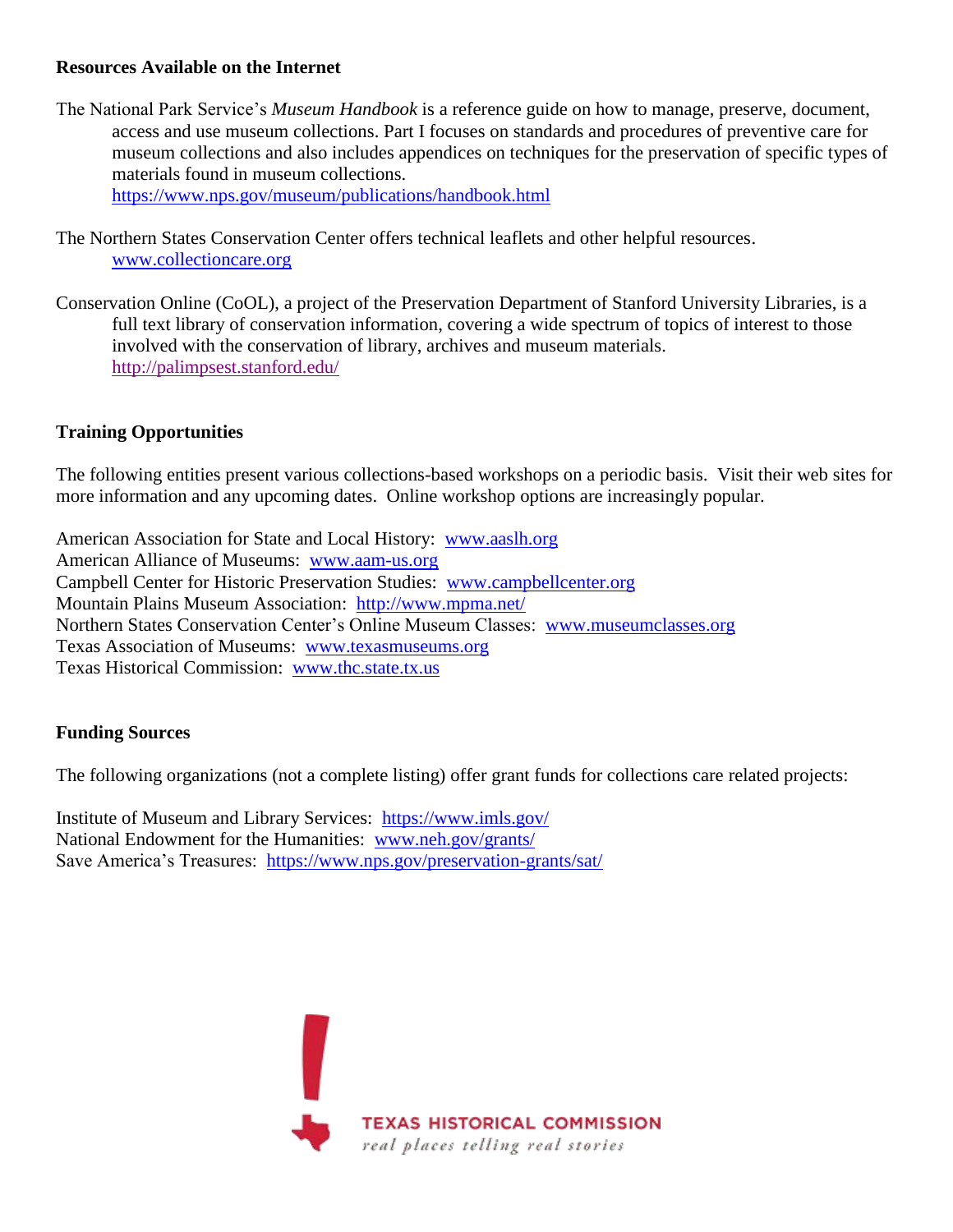**Resources Available on the Internet**

The National Park Service's *Museum Handbook* is a reference guide on how to manage, preserve, document, access and use museum collections. Part I focuses on standards and procedures of preventive care for museum collections and also includes appendices on techniques for the preservation of specific types of materials found in museum collections.
https://www.nps.gov/museum/publications/handbook.html

The Northern States Conservation Center offers technical leaflets and other helpful resources.
www.collectioncare.org

Conservation Online (CoOL), a project of the Preservation Department of Stanford University Libraries, is a full text library of conservation information, covering a wide spectrum of topics of interest to those involved with the conservation of library, archives and museum materials.
http://palimpsest.stanford.edu/

**Training Opportunities**

The following entities present various collections-based workshops on a periodic basis. Visit their web sites for more information and any upcoming dates. Online workshop options are increasingly popular.

American Association for State and Local History: www.aaslh.org
American Alliance of Museums: www.aam-us.org
Campbell Center for Historic Preservation Studies: www.campbellcenter.org
Mountain Plains Museum Association: http://www.mpma.net/
Northern States Conservation Center's Online Museum Classes: www.museumclasses.org
Texas Association of Museums: www.texasmuseums.org
Texas Historical Commission: www.thc.state.tx.us

**Funding Sources**

The following organizations (not a complete listing) offer grant funds for collections care related projects:

Institute of Museum and Library Services: https://www.imls.gov/
National Endowment for the Humanities: www.neh.gov/grants/
Save America's Treasures: https://www.nps.gov/preservation-grants/sat/

TEXAS HISTORICAL COMMISSION
*real places telling real stories*